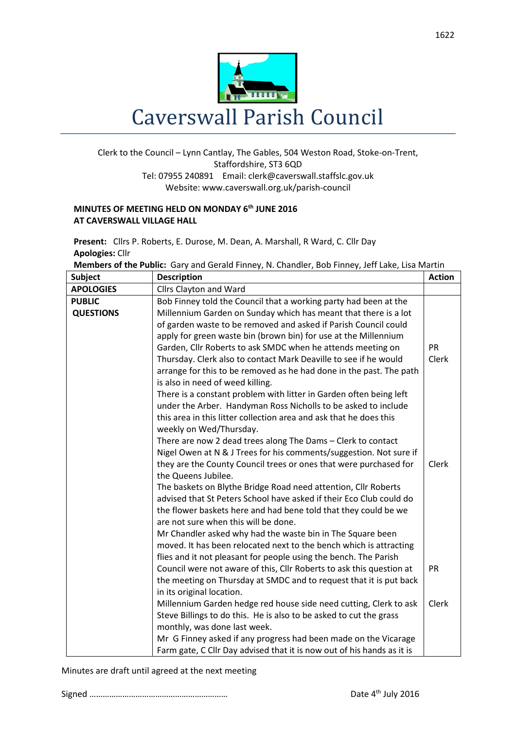# Caverswall Parish Council

Clerk to the Council – Lynn Cantlay, The Gables, 504 Weston Road, Stoke-on-Trent, Staffordshire, ST3 6QD
Tel: 07955 240891 Email: clerk@caverswall.staffslc.gov.uk
Website: www.caverswall.org.uk/parish-council

**MINUTES OF MEETING HELD ON MONDAY 6th JUNE 2016**
**AT CAVERSWALL VILLAGE HALL**

**Present:** Cllrs P. Roberts, E. Durose, M. Dean, A. Marshall, R Ward, C. Cllr Day
**Apologies:** Cllr
**Members of the Public:** Gary and Gerald Finney, N. Chandler, Bob Finney, Jeff Lake, Lisa Martin

| Subject | Description | Action |
|---|---|---|
| **APOLOGIES** | Cllrs Clayton and Ward | |
| **PUBLIC QUESTIONS** | Bob Finney told the Council that a working party had been at the Millennium Garden on Sunday which has meant that there is a lot of garden waste to be removed and asked if Parish Council could apply for green waste bin (brown bin) for use at the Millennium Garden, Cllr Roberts to ask SMDC when he attends meeting on Thursday. Clerk also to contact Mark Deaville to see if he would arrange for this to be removed as he had done in the past. The path is also in need of weed killing. | PR<br>Clerk |
| | There is a constant problem with litter in Garden often being left under the Arber. Handyman Ross Nicholls to be asked to include this area in this litter collection area and ask that he does this weekly on Wed/Thursday. | |
| | There are now 2 dead trees along The Dams – Clerk to contact Nigel Owen at N & J Trees for his comments/suggestion. Not sure if they are the County Council trees or ones that were purchased for the Queens Jubilee. | Clerk |
| | The baskets on Blythe Bridge Road need attention, Cllr Roberts advised that St Peters School have asked if their Eco Club could do the flower baskets here and had bene told that they could be we are not sure when this will be done. | |
| | Mr Chandler asked why had the waste bin in The Square been moved. It has been relocated next to the bench which is attracting flies and it not pleasant for people using the bench. The Parish Council were not aware of this, Cllr Roberts to ask this question at the meeting on Thursday at SMDC and to request that it is put back in its original location. | PR |
| | Millennium Garden hedge red house side need cutting, Clerk to ask Steve Billings to do this. He is also to be asked to cut the grass monthly, was done last week. | Clerk |
| | Mr G Finney asked if any progress had been made on the Vicarage Farm gate, C Cllr Day advised that it is now out of his hands as it is | |

Minutes are draft until agreed at the next meeting

Signed …………………………………………………… Date 4th July 2016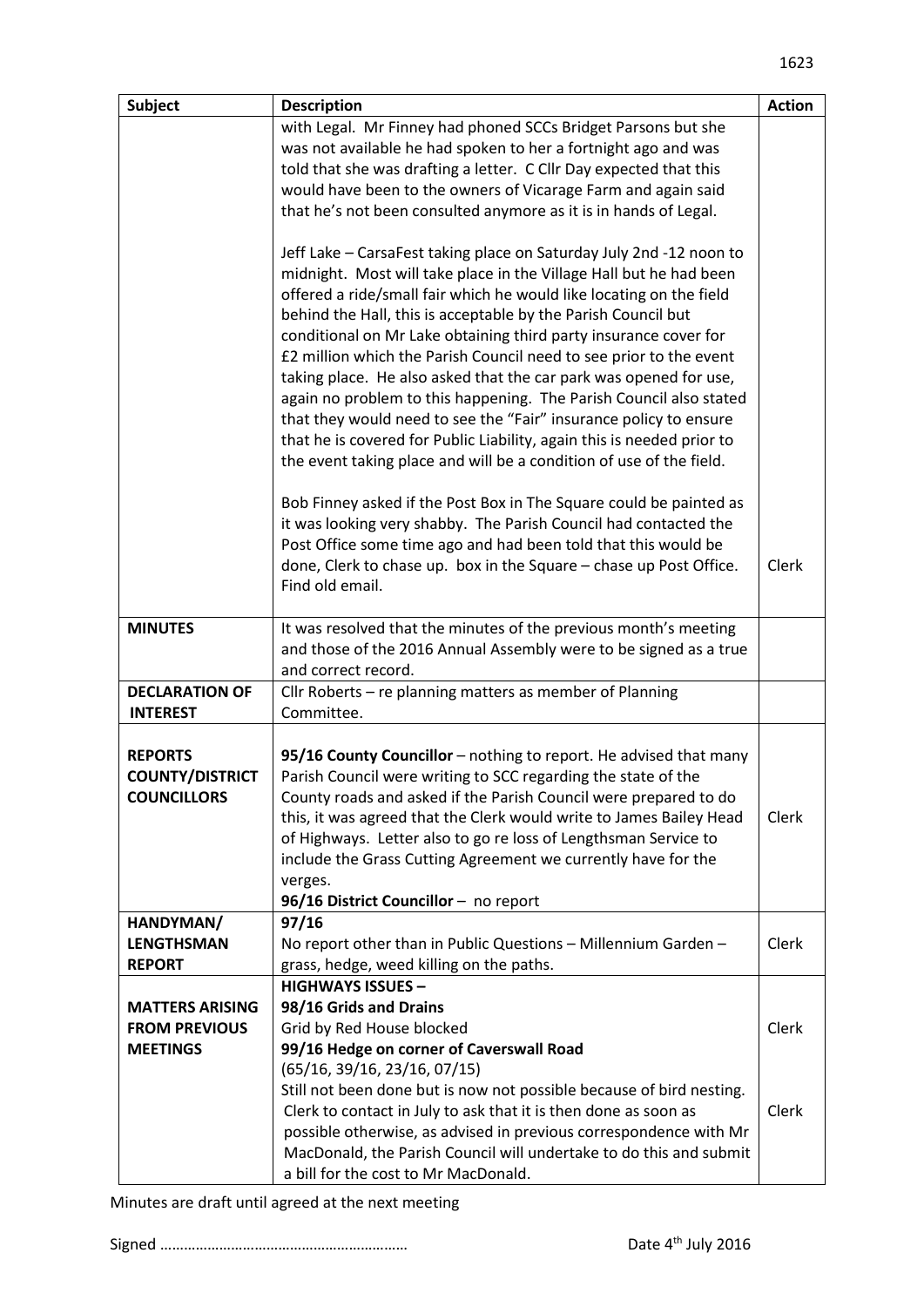| Subject | Description | Action |
|---|---|---|
| | with Legal. Mr Finney had phoned SCCs Bridget Parsons but she was not available he had spoken to her a fortnight ago and was told that she was drafting a letter. C Cllr Day expected that this would have been to the owners of Vicarage Farm and again said that he's not been consulted anymore as it is in hands of Legal.<br><br>Jeff Lake – CarsaFest taking place on Saturday July 2nd -12 noon to midnight. Most will take place in the Village Hall but he had been offered a ride/small fair which he would like locating on the field behind the Hall, this is acceptable by the Parish Council but conditional on Mr Lake obtaining third party insurance cover for £2 million which the Parish Council need to see prior to the event taking place. He also asked that the car park was opened for use, again no problem to this happening. The Parish Council also stated that they would need to see the "Fair" insurance policy to ensure that he is covered for Public Liability, again this is needed prior to the event taking place and will be a condition of use of the field.<br><br>Bob Finney asked if the Post Box in The Square could be painted as it was looking very shabby. The Parish Council had contacted the Post Office some time ago and had been told that this would be done, Clerk to chase up. box in the Square – chase up Post Office. Find old email. | Clerk |
| **MINUTES** | It was resolved that the minutes of the previous month's meeting and those of the 2016 Annual Assembly were to be signed as a true and correct record. | |
| **DECLARATION OF INTEREST** | Cllr Roberts – re planning matters as member of Planning Committee. | |
| **REPORTS COUNTY/DISTRICT COUNCILLORS** | **95/16 County Councillor** – nothing to report. He advised that many Parish Council were writing to SCC regarding the state of the County roads and asked if the Parish Council were prepared to do this, it was agreed that the Clerk would write to James Bailey Head of Highways. Letter also to go re loss of Lengthsman Service to include the Grass Cutting Agreement we currently have for the verges.<br>**96/16 District Councillor** – no report | Clerk |
| **HANDYMAN/ LENGTHSMAN REPORT** | **97/16**<br>No report other than in Public Questions – Millennium Garden – grass, hedge, weed killing on the paths. | Clerk |
| **MATTERS ARISING FROM PREVIOUS MEETINGS** | **HIGHWAYS ISSUES –**<br>**98/16 Grids and Drains**<br>Grid by Red House blocked<br>**99/16 Hedge on corner of Caverswall Road**<br>(65/16, 39/16, 23/16, 07/15)<br>Still not been done but is now not possible because of bird nesting. Clerk to contact in July to ask that it is then done as soon as possible otherwise, as advised in previous correspondence with Mr MacDonald, the Parish Council will undertake to do this and submit a bill for the cost to Mr MacDonald. | Clerk<br><br>Clerk |

Minutes are draft until agreed at the next meeting

Signed …………………………………………………… Date 4th July 2016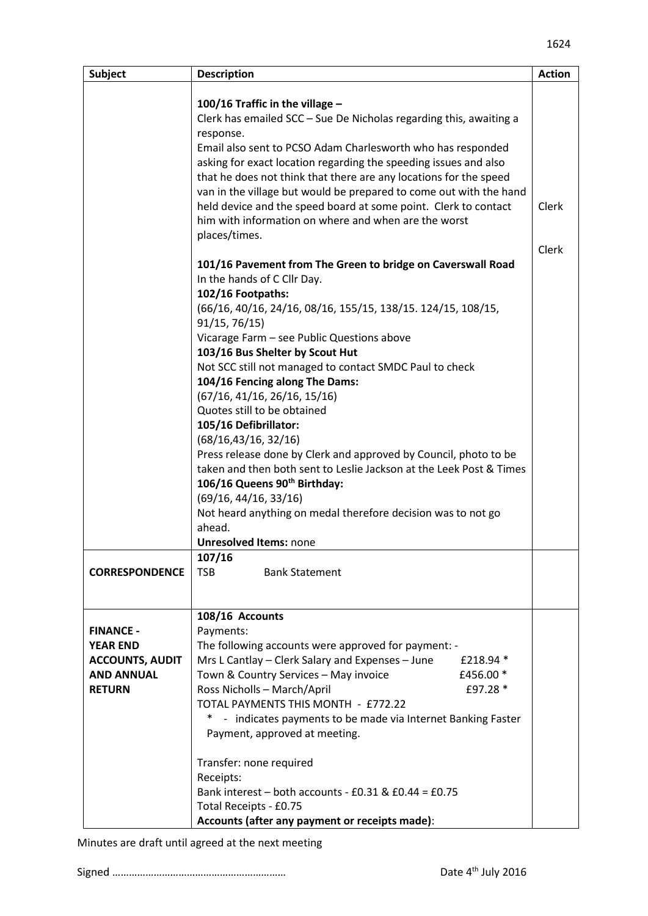| Subject | Description | Action |
|---|---|---|
| | **100/16 Traffic in the village –**<br>Clerk has emailed SCC – Sue De Nicholas regarding this, awaiting a response.<br>Email also sent to PCSO Adam Charlesworth who has responded asking for exact location regarding the speeding issues and also that he does not think that there are any locations for the speed van in the village but would be prepared to come out with the hand held device and the speed board at some point. Clerk to contact him with information on where and when are the worst places/times.<br>**101/16 Pavement from The Green to bridge on Caverswall Road**<br>In the hands of C Cllr Day.<br>**102/16 Footpaths:**<br>(66/16, 40/16, 24/16, 08/16, 155/15, 138/15. 124/15, 108/15, 91/15, 76/15)<br>Vicarage Farm – see Public Questions above<br>**103/16 Bus Shelter by Scout Hut**<br>Not SCC still not managed to contact SMDC Paul to check<br>**104/16 Fencing along The Dams:**<br>(67/16, 41/16, 26/16, 15/16)<br>Quotes still to be obtained<br>**105/16 Defibrillator:**<br>(68/16,43/16, 32/16)<br>Press release done by Clerk and approved by Council, photo to be taken and then both sent to Leslie Jackson at the Leek Post & Times<br>**106/16 Queens 90th Birthday:**<br>(69/16, 44/16, 33/16)<br>Not heard anything on medal therefore decision was to not go ahead.<br>**Unresolved Items:** none | Clerk<br><br>Clerk |
| **CORRESPONDENCE** | **107/16**<br>TSB Bank Statement | |
| **FINANCE - YEAR END ACCOUNTS, AUDIT AND ANNUAL RETURN** | **108/16 Accounts**<br>Payments:<br>The following accounts were approved for payment: -<br>Mrs L Cantlay – Clerk Salary and Expenses – June £218.94 *<br>Town & Country Services – May invoice £456.00 *<br>Ross Nicholls – March/April £97.28 *<br>TOTAL PAYMENTS THIS MONTH - £772.22<br>* - indicates payments to be made via Internet Banking Faster Payment, approved at meeting.<br><br>Transfer: none required<br>Receipts:<br>Bank interest – both accounts - £0.31 & £0.44 = £0.75<br>Total Receipts - £0.75<br>**Accounts (after any payment or receipts made)**: | |

Minutes are draft until agreed at the next meeting

Signed …………………………………………………… Date 4th July 2016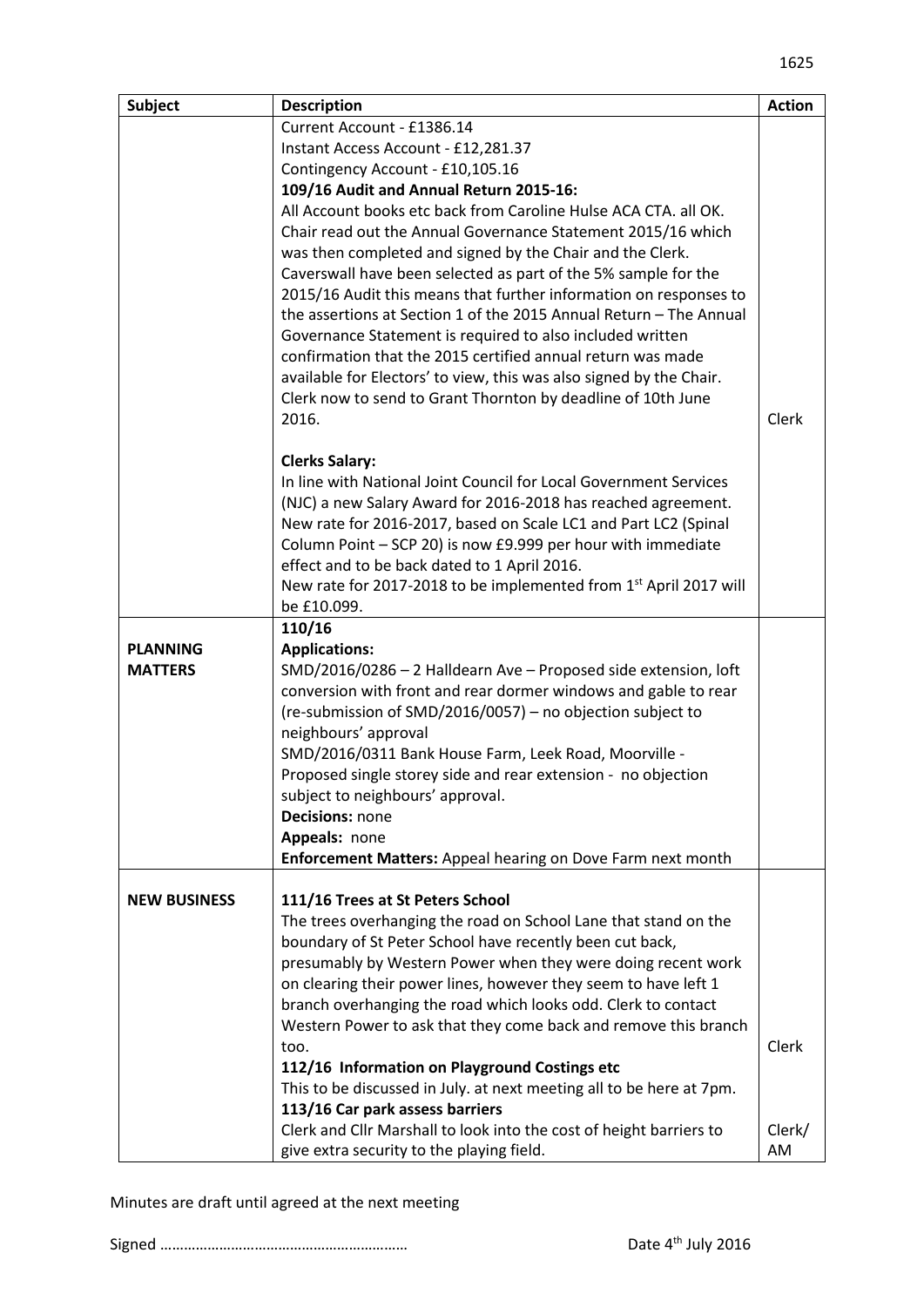| Subject | Description | Action |
|---|---|---|
| | Current Account - £1386.14<br>Instant Access Account - £12,281.37<br>Contingency Account - £10,105.16<br>**109/16 Audit and Annual Return 2015-16:**<br>All Account books etc back from Caroline Hulse ACA CTA. all OK. Chair read out the Annual Governance Statement 2015/16 which was then completed and signed by the Chair and the Clerk. Caverswall have been selected as part of the 5% sample for the 2015/16 Audit this means that further information on responses to the assertions at Section 1 of the 2015 Annual Return – The Annual Governance Statement is required to also included written confirmation that the 2015 certified annual return was made available for Electors' to view, this was also signed by the Chair. Clerk now to send to Grant Thornton by deadline of 10th June 2016. | Clerk |
| | **Clerks Salary:**<br>In line with National Joint Council for Local Government Services (NJC) a new Salary Award for 2016-2018 has reached agreement. New rate for 2016-2017, based on Scale LC1 and Part LC2 (Spinal Column Point – SCP 20) is now £9.999 per hour with immediate effect and to be back dated to 1 April 2016.<br>New rate for 2017-2018 to be implemented from 1st April 2017 will be £10.099. | |
| **PLANNING MATTERS** | **110/16**<br>**Applications:**<br>SMD/2016/0286 – 2 Halldearn Ave – Proposed side extension, loft conversion with front and rear dormer windows and gable to rear (re-submission of SMD/2016/0057) – no objection subject to neighbours' approval<br>SMD/2016/0311 Bank House Farm, Leek Road, Moorville - Proposed single storey side and rear extension - no objection subject to neighbours' approval.<br>**Decisions:** none<br>**Appeals:** none<br>**Enforcement Matters:** Appeal hearing on Dove Farm next month | |
| **NEW BUSINESS** | **111/16 Trees at St Peters School**<br>The trees overhanging the road on School Lane that stand on the boundary of St Peter School have recently been cut back, presumably by Western Power when they were doing recent work on clearing their power lines, however they seem to have left 1 branch overhanging the road which looks odd. Clerk to contact Western Power to ask that they come back and remove this branch too.<br>**112/16 Information on Playground Costings etc**<br>This to be discussed in July. at next meeting all to be here at 7pm.<br>**113/16 Car park assess barriers**<br>Clerk and Cllr Marshall to look into the cost of height barriers to give extra security to the playing field. | Clerk<br><br>Clerk/ AM |

Minutes are draft until agreed at the next meeting

Signed …………………………………………………… Date 4th July 2016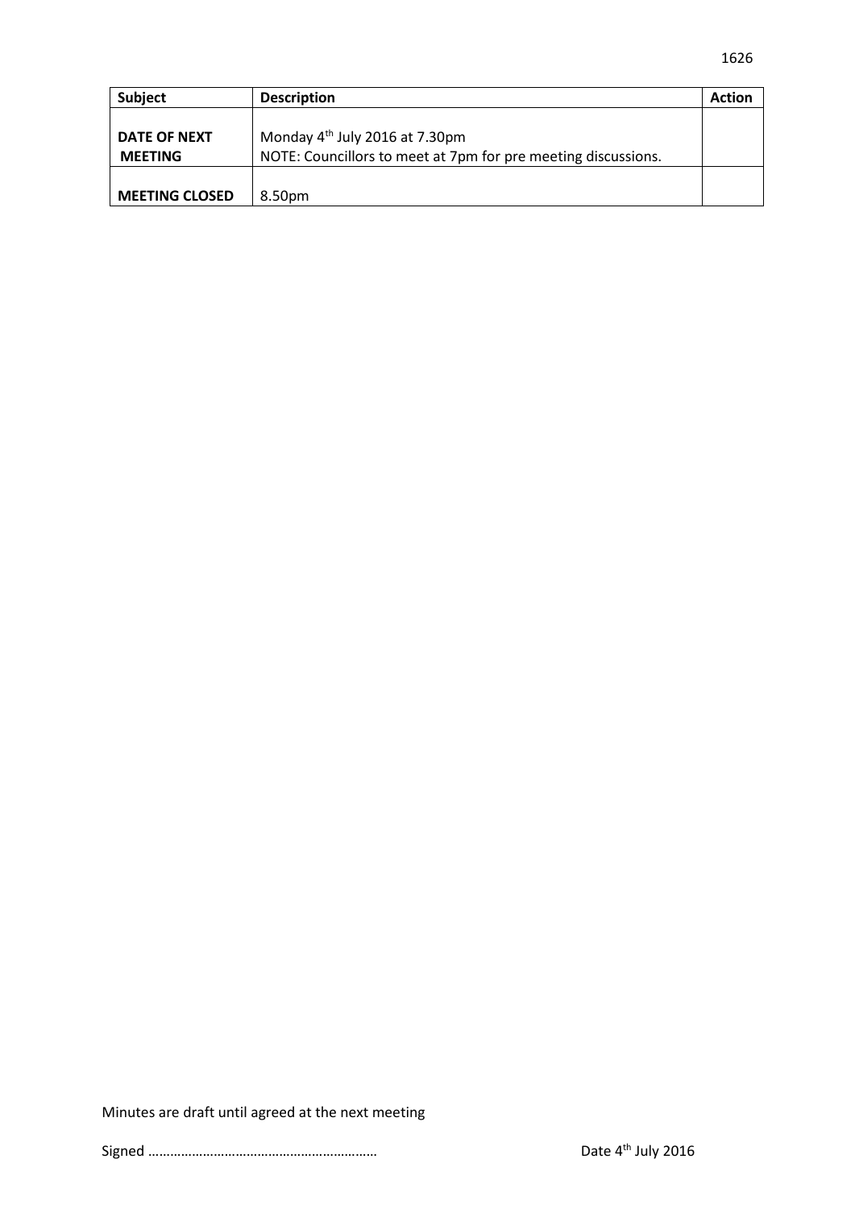| Subject | Description | Action |
|---|---|---|
| **DATE OF NEXT MEETING** | Monday 4th July 2016 at 7.30pm<br>NOTE: Councillors to meet at 7pm for pre meeting discussions. | |
| **MEETING CLOSED** | 8.50pm | |

Minutes are draft until agreed at the next meeting

Signed ……………………………………………………… Date 4th July 2016